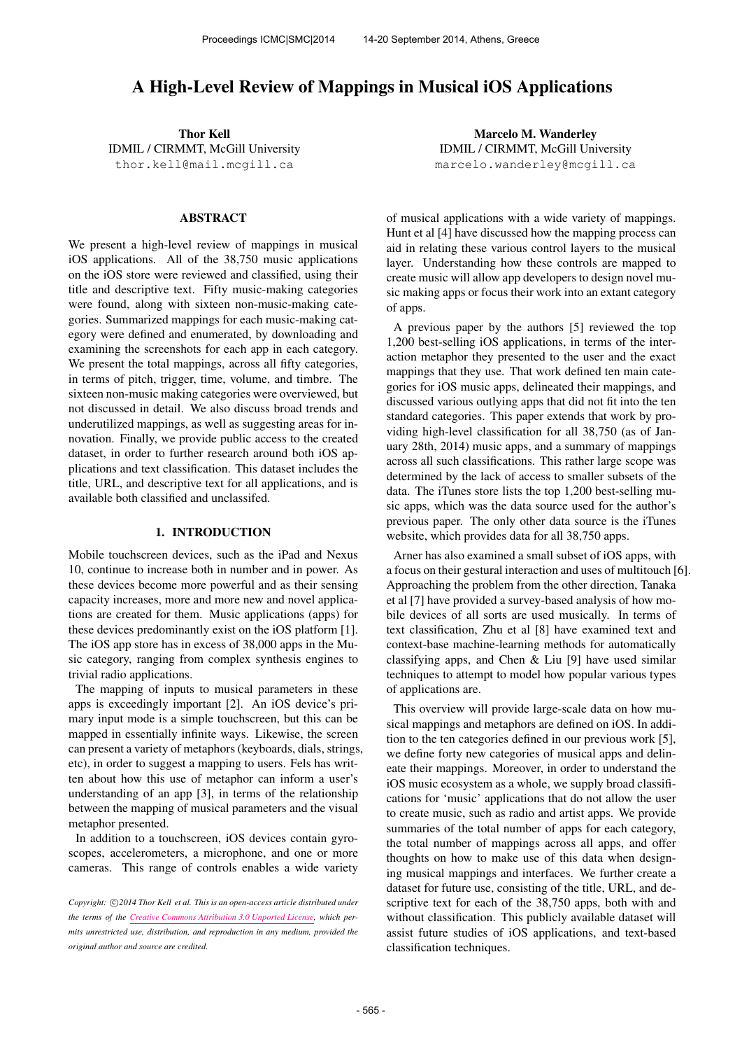# A High-Level Review of Mappings in Musical iOS Applications

**Thor Kell**
IDMIL / CIRMMT, McGill University
thor.kell@mail.mcgill.ca

**Marcelo M. Wanderley**
IDMIL / CIRMMT, McGill University
marcelo.wanderley@mcgill.ca

## ABSTRACT

We present a high-level review of mappings in musical iOS applications. All of the 38,750 music applications on the iOS store were reviewed and classified, using their title and descriptive text. Fifty music-making categories were found, along with sixteen non-music-making categories. Summarized mappings for each music-making category were defined and enumerated, by downloading and examining the screenshots for each app in each category. We present the total mappings, across all fifty categories, in terms of pitch, trigger, time, volume, and timbre. The sixteen non-music making categories were overviewed, but not discussed in detail. We also discuss broad trends and underutilized mappings, as well as suggesting areas for innovation. Finally, we provide public access to the created dataset, in order to further research around both iOS applications and text classification. This dataset includes the title, URL, and descriptive text for all applications, and is available both classified and unclassifed.

## 1. INTRODUCTION

Mobile touchscreen devices, such as the iPad and Nexus 10, continue to increase both in number and in power. As these devices become more powerful and as their sensing capacity increases, more and more new and novel applications are created for them. Music applications (apps) for these devices predominantly exist on the iOS platform [1]. The iOS app store has in excess of 38,000 apps in the Music category, ranging from complex synthesis engines to trivial radio applications.

The mapping of inputs to musical parameters in these apps is exceedingly important [2]. An iOS device's primary input mode is a simple touchscreen, but this can be mapped in essentially infinite ways. Likewise, the screen can present a variety of metaphors (keyboards, dials, strings, etc), in order to suggest a mapping to users. Fels has written about how this use of metaphor can inform a user's understanding of an app [3], in terms of the relationship between the mapping of musical parameters and the visual metaphor presented.

In addition to a touchscreen, iOS devices contain gyroscopes, accelerometers, a microphone, and one or more cameras. This range of controls enables a wide variety of musical applications with a wide variety of mappings. Hunt et al [4] have discussed how the mapping process can aid in relating these various control layers to the musical layer. Understanding how these controls are mapped to create music will allow app developers to design novel music making apps or focus their work into an extant category of apps.

A previous paper by the authors [5] reviewed the top 1,200 best-selling iOS applications, in terms of the interaction metaphor they presented to the user and the exact mappings that they use. That work defined ten main categories for iOS music apps, delineated their mappings, and discussed various outlying apps that did not fit into the ten standard categories. This paper extends that work by providing high-level classification for all 38,750 (as of January 28th, 2014) music apps, and a summary of mappings across all such classifications. This rather large scope was determined by the lack of access to smaller subsets of the data. The iTunes store lists the top 1,200 best-selling music apps, which was the data source used for the author's previous paper. The only other data source is the iTunes website, which provides data for all 38,750 apps.

Arner has also examined a small subset of iOS apps, with a focus on their gestural interaction and uses of multitouch [6]. Approaching the problem from the other direction, Tanaka et al [7] have provided a survey-based analysis of how mobile devices of all sorts are used musically. In terms of text classification, Zhu et al [8] have examined text and context-base machine-learning methods for automatically classifying apps, and Chen & Liu [9] have used similar techniques to attempt to model how popular various types of applications are.

This overview will provide large-scale data on how musical mappings and metaphors are defined on iOS. In addition to the ten categories defined in our previous work [5], we define forty new categories of musical apps and delineate their mappings. Moreover, in order to understand the iOS music ecosystem as a whole, we supply broad classifications for 'music' applications that do not allow the user to create music, such as radio and artist apps. We provide summaries of the total number of apps for each category, the total number of mappings across all apps, and offer thoughts on how to make use of this data when designing musical mappings and interfaces. We further create a dataset for future use, consisting of the title, URL, and descriptive text for each of the 38,750 apps, both with and without classification. This publicly available dataset will assist future studies of iOS applications, and text-based classification techniques.

*Copyright: ©2014 Thor Kell et al. This is an open-access article distributed under the terms of the Creative Commons Attribution 3.0 Unported License, which permits unrestricted use, distribution, and reproduction in any medium, provided the original author and source are credited.*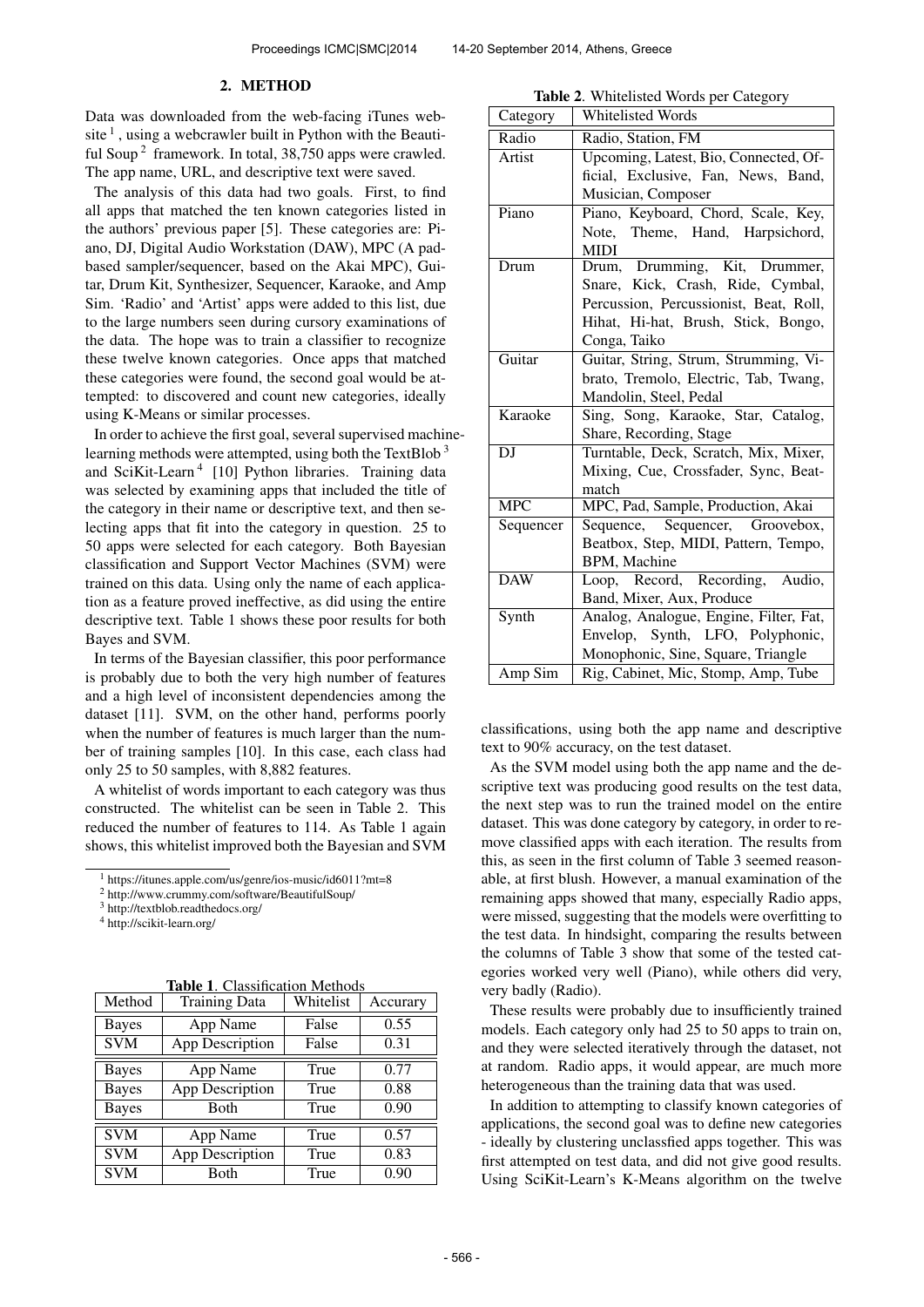## 2. METHOD

Data was downloaded from the web-facing iTunes website [1], using a webcrawler built in Python with the Beautiful Soup [2] framework. In total, 38,750 apps were crawled. The app name, URL, and descriptive text were saved.

The analysis of this data had two goals. First, to find all apps that matched the ten known categories listed in the authors' previous paper [5]. These categories are: Piano, DJ, Digital Audio Workstation (DAW), MPC (A pad-based sampler/sequencer, based on the Akai MPC), Guitar, Drum Kit, Synthesizer, Sequencer, Karaoke, and Amp Sim. 'Radio' and 'Artist' apps were added to this list, due to the large numbers seen during cursory examinations of the data. The hope was to train a classifier to recognize these twelve known categories. Once apps that matched these categories were found, the second goal would be attempted: to discovered and count new categories, ideally using K-Means or similar processes.

In order to achieve the first goal, several supervised machine-learning methods were attempted, using both the TextBlob [3] and SciKit-Learn [4] [10] Python libraries. Training data was selected by examining apps that included the title of the category in their name or descriptive text, and then selecting apps that fit into the category in question. 25 to 50 apps were selected for each category. Both Bayesian classification and Support Vector Machines (SVM) were trained on this data. Using only the name of each application as a feature proved ineffective, as did using the entire descriptive text. Table 1 shows these poor results for both Bayes and SVM.

In terms of the Bayesian classifier, this poor performance is probably due to both the very high number of features and a high level of inconsistent dependencies among the dataset [11]. SVM, on the other hand, performs poorly when the number of features is much larger than the number of training samples [10]. In this case, each class had only 25 to 50 samples, with 8,882 features.

A whitelist of words important to each category was thus constructed. The whitelist can be seen in Table 2. This reduced the number of features to 114. As Table 1 again shows, this whitelist improved both the Bayesian and SVM classifications, using both the app name and descriptive text to 90% accuracy, on the test dataset.

[1] https://itunes.apple.com/us/genre/ios-music/id6011?mt=8

[2] http://www.crummy.com/software/BeautifulSoup/

[3] http://textblob.readthedocs.org/

[4] http://scikit-learn.org/

**Table 1**. Classification Methods

| Method | Training Data | Whitelist | Accurary |
|---|---|---|---|
| Bayes | App Name | False | 0.55 |
| SVM | App Description | False | 0.31 |
| Bayes | App Name | True | 0.77 |
| Bayes | App Description | True | 0.88 |
| Bayes | Both | True | 0.90 |
| SVM | App Name | True | 0.57 |
| SVM | App Description | True | 0.83 |
| SVM | Both | True | 0.90 |

**Table 2**. Whitelisted Words per Category

| Category | Whitelisted Words |
|---|---|
| Radio | Radio, Station, FM |
| Artist | Upcoming, Latest, Bio, Connected, Official, Exclusive, Fan, News, Band, Musician, Composer |
| Piano | Piano, Keyboard, Chord, Scale, Key, Note, Theme, Hand, Harpsichord, MIDI |
| Drum | Drum, Drumming, Kit, Drummer, Snare, Kick, Crash, Ride, Cymbal, Percussion, Percussionist, Beat, Roll, Hihat, Hi-hat, Brush, Stick, Bongo, Conga, Taiko |
| Guitar | Guitar, String, Strum, Strumming, Vibrato, Tremolo, Electric, Tab, Twang, Mandolin, Steel, Pedal |
| Karaoke | Sing, Song, Karaoke, Star, Catalog, Share, Recording, Stage |
| DJ | Turntable, Deck, Scratch, Mix, Mixer, Mixing, Cue, Crossfader, Sync, Beatmatch |
| MPC | MPC, Pad, Sample, Production, Akai |
| Sequencer | Sequence, Sequencer, Groovebox, Beatbox, Step, MIDI, Pattern, Tempo, BPM, Machine |
| DAW | Loop, Record, Recording, Audio, Band, Mixer, Aux, Produce |
| Synth | Analog, Analogue, Engine, Filter, Fat, Envelop, Synth, LFO, Polyphonic, Monophonic, Sine, Square, Triangle |
| Amp Sim | Rig, Cabinet, Mic, Stomp, Amp, Tube |

As the SVM model using both the app name and the descriptive text was producing good results on the test data, the next step was to run the trained model on the entire dataset. This was done category by category, in order to remove classified apps with each iteration. The results from this, as seen in the first column of Table 3 seemed reasonable, at first blush. However, a manual examination of the remaining apps showed that many, especially Radio apps, were missed, suggesting that the models were overfitting to the test data. In hindsight, comparing the results between the columns of Table 3 show that some of the tested categories worked very well (Piano), while others did very, very badly (Radio).

These results were probably due to insufficiently trained models. Each category only had 25 to 50 apps to train on, and they were selected iteratively through the dataset, not at random. Radio apps, it would appear, are much more heterogeneous than the training data that was used.

In addition to attempting to classify known categories of applications, the second goal was to define new categories - ideally by clustering unclassfied apps together. This was first attempted on test data, and did not give good results. Using SciKit-Learn's K-Means algorithm on the twelve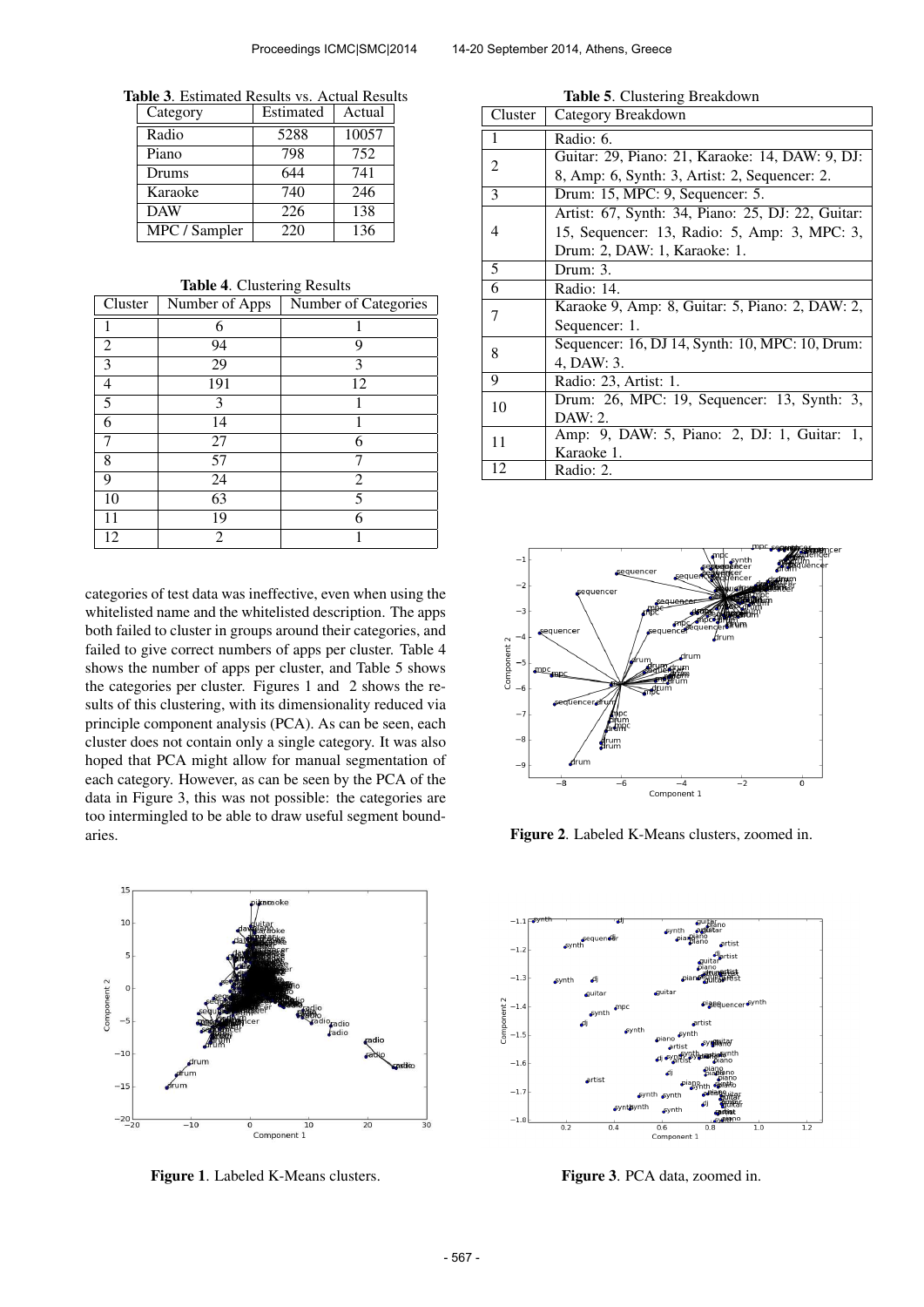**Table 3**. Estimated Results vs. Actual Results

| Category | Estimated | Actual |
|---|---|---|
| Radio | 5288 | 10057 |
| Piano | 798 | 752 |
| Drums | 644 | 741 |
| Karaoke | 740 | 246 |
| DAW | 226 | 138 |
| MPC / Sampler | 220 | 136 |

**Table 4**. Clustering Results

| Cluster | Number of Apps | Number of Categories |
|---|---|---|
| 1 | 6 | 1 |
| 2 | 94 | 9 |
| 3 | 29 | 3 |
| 4 | 191 | 12 |
| 5 | 3 | 1 |
| 6 | 14 | 1 |
| 7 | 27 | 6 |
| 8 | 57 | 7 |
| 9 | 24 | 2 |
| 10 | 63 | 5 |
| 11 | 19 | 6 |
| 12 | 2 | 1 |

categories of test data was ineffective, even when using the whitelisted name and the whitelisted description. The apps both failed to cluster in groups around their categories, and failed to give correct numbers of apps per cluster. Table 4 shows the number of apps per cluster, and Table 5 shows the categories per cluster. Figures 1 and 2 shows the results of this clustering, with its dimensionality reduced via principle component analysis (PCA). As can be seen, each cluster does not contain only a single category. It was also hoped that PCA might allow for manual segmentation of each category. However, as can be seen by the PCA of the data in Figure 3, this was not possible: the categories are too intermingled to be able to draw useful segment boundaries.

Figure 1. Labeled K-Means clusters.

**Table 5**. Clustering Breakdown

| Cluster | Category Breakdown |
|---|---|
| 1 | Radio: 6. |
| 2 | Guitar: 29, Piano: 21, Karaoke: 14, DAW: 9, DJ: 8, Amp: 6, Synth: 3, Artist: 2, Sequencer: 2. |
| 3 | Drum: 15, MPC: 9, Sequencer: 5. |
| 4 | Artist: 67, Synth: 34, Piano: 25, DJ: 22, Guitar: 15, Sequencer: 13, Radio: 5, Amp: 3, MPC: 3, Drum: 2, DAW: 1, Karaoke: 1. |
| 5 | Drum: 3. |
| 6 | Radio: 14. |
| 7 | Karaoke 9, Amp: 8, Guitar: 5, Piano: 2, DAW: 2, Sequencer: 1. |
| 8 | Sequencer: 16, DJ 14, Synth: 10, MPC: 10, Drum: 4, DAW: 3. |
| 9 | Radio: 23, Artist: 1. |
| 10 | Drum: 26, MPC: 19, Sequencer: 13, Synth: 3, DAW: 2. |
| 11 | Amp: 9, DAW: 5, Piano: 2, DJ: 1, Guitar: 1, Karaoke 1. |
| 12 | Radio: 2. |

Figure 2. Labeled K-Means clusters, zoomed in.

Figure 3. PCA data, zoomed in.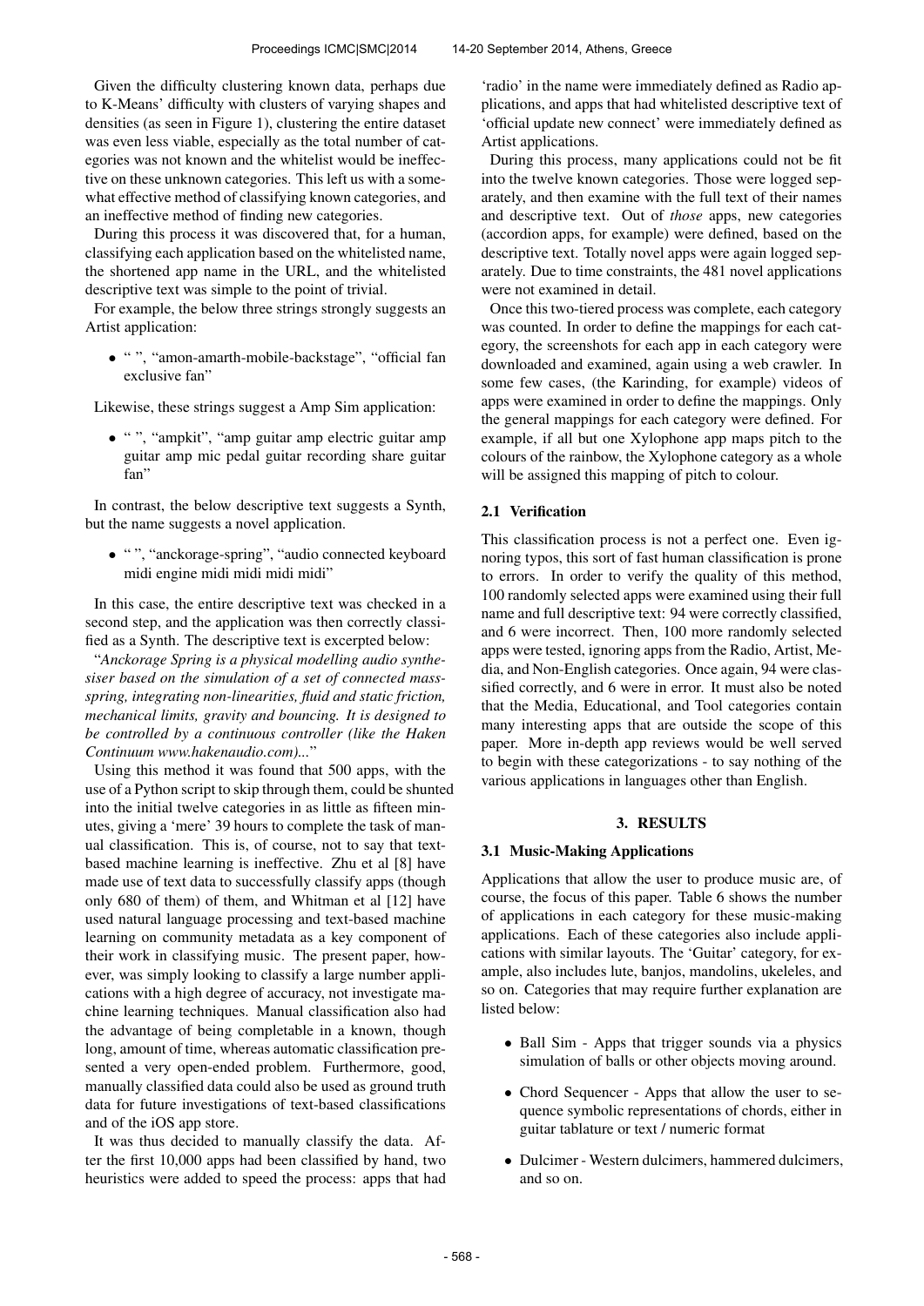Given the difficulty clustering known data, perhaps due to K-Means' difficulty with clusters of varying shapes and densities (as seen in Figure 1), clustering the entire dataset was even less viable, especially as the total number of categories was not known and the whitelist would be ineffective on these unknown categories. This left us with a somewhat effective method of classifying known categories, and an ineffective method of finding new categories.

During this process it was discovered that, for a human, classifying each application based on the whitelisted name, the shortened app name in the URL, and the whitelisted descriptive text was simple to the point of trivial.

For example, the below three strings strongly suggests an Artist application:

- " ", "amon-amarth-mobile-backstage", "official fan exclusive fan"

Likewise, these strings suggest a Amp Sim application:

- " ", "ampkit", "amp guitar amp electric guitar amp guitar amp mic pedal guitar recording share guitar fan"

In contrast, the below descriptive text suggests a Synth, but the name suggests a novel application.

- " ", "anckorage-spring", "audio connected keyboard midi engine midi midi midi midi"

In this case, the entire descriptive text was checked in a second step, and the application was then correctly classified as a Synth. The descriptive text is excerpted below:

"*Anckorage Spring is a physical modelling audio synthesiser based on the simulation of a set of connected mass-spring, integrating non-linearities, fluid and static friction, mechanical limits, gravity and bouncing. It is designed to be controlled by a continuous controller (like the Haken Continuum www.hakenaudio.com)...*"

Using this method it was found that 500 apps, with the use of a Python script to skip through them, could be shunted into the initial twelve categories in as little as fifteen minutes, giving a 'mere' 39 hours to complete the task of manual classification. This is, of course, not to say that text-based machine learning is ineffective. Zhu et al [8] have made use of text data to successfully classify apps (though only 680 of them) of them, and Whitman et al [12] have used natural language processing and text-based machine learning on community metadata as a key component of their work in classifying music. The present paper, however, was simply looking to classify a large number applications with a high degree of accuracy, not investigate machine learning techniques. Manual classification also had the advantage of being completable in a known, though long, amount of time, whereas automatic classification presented a very open-ended problem. Furthermore, good, manually classified data could also be used as ground truth data for future investigations of text-based classifications and of the iOS app store.

It was thus decided to manually classify the data. After the first 10,000 apps had been classified by hand, two heuristics were added to speed the process: apps that had 'radio' in the name were immediately defined as Radio applications, and apps that had whitelisted descriptive text of 'official update new connect' were immediately defined as Artist applications.

During this process, many applications could not be fit into the twelve known categories. Those were logged separately, and then examine with the full text of their names and descriptive text. Out of *those* apps, new categories (accordion apps, for example) were defined, based on the descriptive text. Totally novel apps were again logged separately. Due to time constraints, the 481 novel applications were not examined in detail.

Once this two-tiered process was complete, each category was counted. In order to define the mappings for each category, the screenshots for each app in each category were downloaded and examined, again using a web crawler. In some few cases, (the Karinding, for example) videos of apps were examined in order to define the mappings. Only the general mappings for each category were defined. For example, if all but one Xylophone app maps pitch to the colours of the rainbow, the Xylophone category as a whole will be assigned this mapping of pitch to colour.

### 2.1 Verification

This classification process is not a perfect one. Even ignoring typos, this sort of fast human classification is prone to errors. In order to verify the quality of this method, 100 randomly selected apps were examined using their full name and full descriptive text: 94 were correctly classified, and 6 were incorrect. Then, 100 more randomly selected apps were tested, ignoring apps from the Radio, Artist, Media, and Non-English categories. Once again, 94 were classified correctly, and 6 were in error. It must also be noted that the Media, Educational, and Tool categories contain many interesting apps that are outside the scope of this paper. More in-depth app reviews would be well served to begin with these categorizations - to say nothing of the various applications in languages other than English.

## 3. RESULTS

### 3.1 Music-Making Applications

Applications that allow the user to produce music are, of course, the focus of this paper. Table 6 shows the number of applications in each category for these music-making applications. Each of these categories also include applications with similar layouts. The 'Guitar' category, for example, also includes lute, banjos, mandolins, ukeleles, and so on. Categories that may require further explanation are listed below:

- Ball Sim - Apps that trigger sounds via a physics simulation of balls or other objects moving around.
- Chord Sequencer - Apps that allow the user to sequence symbolic representations of chords, either in guitar tablature or text / numeric format
- Dulcimer - Western dulcimers, hammered dulcimers, and so on.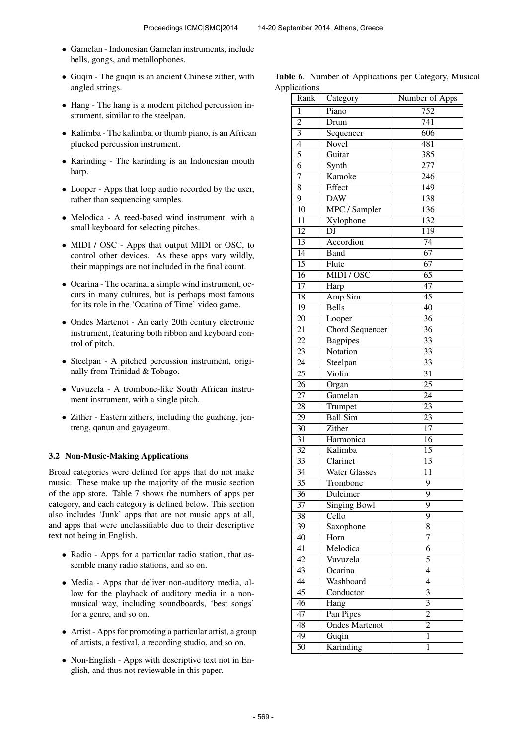- Gamelan - Indonesian Gamelan instruments, include bells, gongs, and metallophones.
- Guqin - The guqin is an ancient Chinese zither, with angled strings.
- Hang - The hang is a modern pitched percussion instrument, similar to the steelpan.
- Kalimba - The kalimba, or thumb piano, is an African plucked percussion instrument.
- Karinding - The karinding is an Indonesian mouth harp.
- Looper - Apps that loop audio recorded by the user, rather than sequencing samples.
- Melodica - A reed-based wind instrument, with a small keyboard for selecting pitches.
- MIDI / OSC - Apps that output MIDI or OSC, to control other devices. As these apps vary wildly, their mappings are not included in the final count.
- Ocarina - The ocarina, a simple wind instrument, occurs in many cultures, but is perhaps most famous for its role in the 'Ocarina of Time' video game.
- Ondes Martenot - An early 20th century electronic instrument, featuring both ribbon and keyboard control of pitch.
- Steelpan - A pitched percussion instrument, originally from Trinidad & Tobago.
- Vuvuzela - A trombone-like South African instrument instrument, with a single pitch.
- Zither - Eastern zithers, including the guzheng, jentreng, qanun and gayageum.

### 3.2 Non-Music-Making Applications

Broad categories were defined for apps that do not make music. These make up the majority of the music section of the app store. Table 7 shows the numbers of apps per category, and each category is defined below. This section also includes 'Junk' apps that are not music apps at all, and apps that were unclassifiable due to their descriptive text not being in English.

- Radio - Apps for a particular radio station, that assemble many radio stations, and so on.
- Media - Apps that deliver non-auditory media, allow for the playback of auditory media in a non-musical way, including soundboards, 'best songs' for a genre, and so on.
- Artist - Apps for promoting a particular artist, a group of artists, a festival, a recording studio, and so on.
- Non-English - Apps with descriptive text not in English, and thus not reviewable in this paper.

**Table 6**. Number of Applications per Category, Musical Applications

| Rank | Category | Number of Apps |
|---|---|---|
| 1 | Piano | 752 |
| 2 | Drum | 741 |
| 3 | Sequencer | 606 |
| 4 | Novel | 481 |
| 5 | Guitar | 385 |
| 6 | Synth | 277 |
| 7 | Karaoke | 246 |
| 8 | Effect | 149 |
| 9 | DAW | 138 |
| 10 | MPC / Sampler | 136 |
| 11 | Xylophone | 132 |
| 12 | DJ | 119 |
| 13 | Accordion | 74 |
| 14 | Band | 67 |
| 15 | Flute | 67 |
| 16 | MIDI / OSC | 65 |
| 17 | Harp | 47 |
| 18 | Amp Sim | 45 |
| 19 | Bells | 40 |
| 20 | Looper | 36 |
| 21 | Chord Sequencer | 36 |
| 22 | Bagpipes | 33 |
| 23 | Notation | 33 |
| 24 | Steelpan | 33 |
| 25 | Violin | 31 |
| 26 | Organ | 25 |
| 27 | Gamelan | 24 |
| 28 | Trumpet | 23 |
| 29 | Ball Sim | 23 |
| 30 | Zither | 17 |
| 31 | Harmonica | 16 |
| 32 | Kalimba | 15 |
| 33 | Clarinet | 13 |
| 34 | Water Glasses | 11 |
| 35 | Trombone | 9 |
| 36 | Dulcimer | 9 |
| 37 | Singing Bowl | 9 |
| 38 | Cello | 9 |
| 39 | Saxophone | 8 |
| 40 | Horn | 7 |
| 41 | Melodica | 6 |
| 42 | Vuvuzela | 5 |
| 43 | Ocarina | 4 |
| 44 | Washboard | 4 |
| 45 | Conductor | 3 |
| 46 | Hang | 3 |
| 47 | Pan Pipes | 2 |
| 48 | Ondes Martenot | 2 |
| 49 | Guqin | 1 |
| 50 | Karinding | 1 |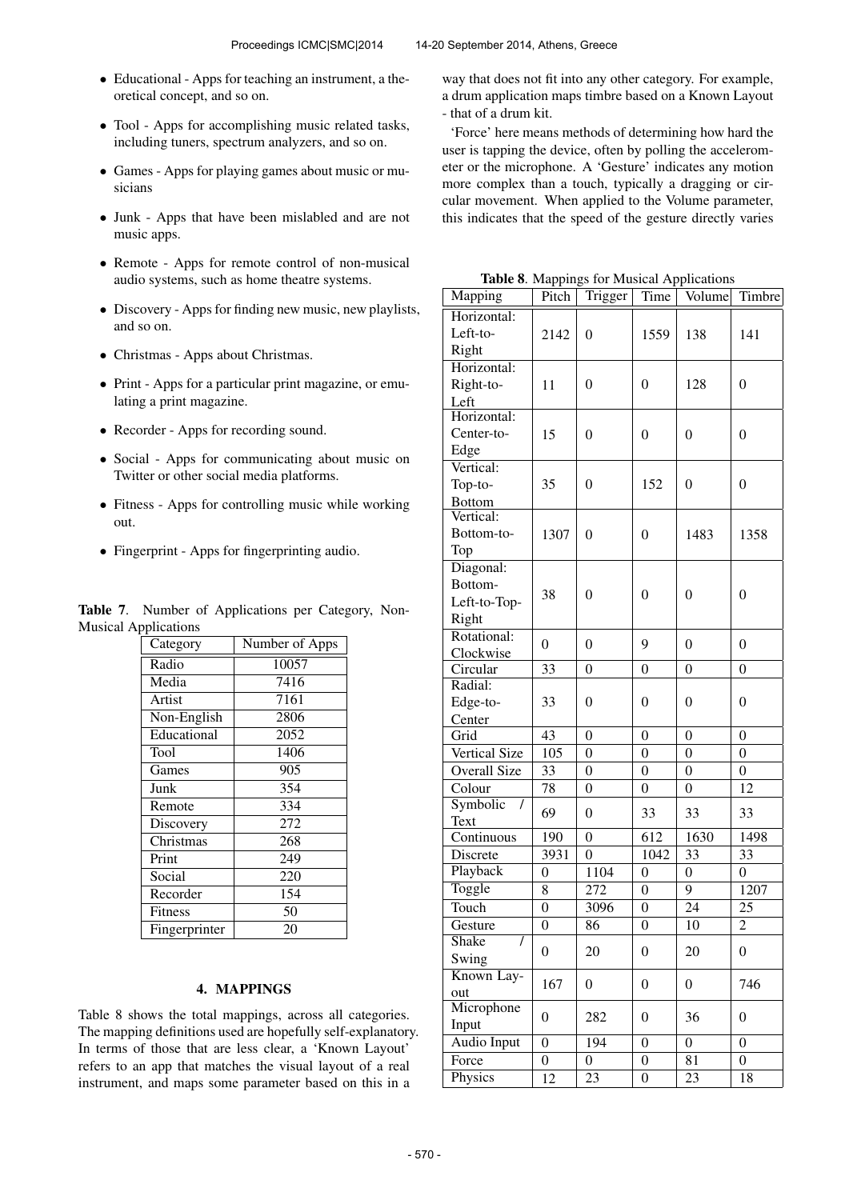- Educational - Apps for teaching an instrument, a theoretical concept, and so on.
- Tool - Apps for accomplishing music related tasks, including tuners, spectrum analyzers, and so on.
- Games - Apps for playing games about music or musicians
- Junk - Apps that have been mislabled and are not music apps.
- Remote - Apps for remote control of non-musical audio systems, such as home theatre systems.
- Discovery - Apps for finding new music, new playlists, and so on.
- Christmas - Apps about Christmas.
- Print - Apps for a particular print magazine, or emulating a print magazine.
- Recorder - Apps for recording sound.
- Social - Apps for communicating about music on Twitter or other social media platforms.
- Fitness - Apps for controlling music while working out.
- Fingerprint - Apps for fingerprinting audio.

**Table 7**. Number of Applications per Category, Non-Musical Applications

| Category | Number of Apps |
|---|---|
| Radio | 10057 |
| Media | 7416 |
| Artist | 7161 |
| Non-English | 2806 |
| Educational | 2052 |
| Tool | 1406 |
| Games | 905 |
| Junk | 354 |
| Remote | 334 |
| Discovery | 272 |
| Christmas | 268 |
| Print | 249 |
| Social | 220 |
| Recorder | 154 |
| Fitness | 50 |
| Fingerprinter | 20 |

## 4. MAPPINGS

Table 8 shows the total mappings, across all categories. The mapping definitions used are hopefully self-explanatory. In terms of those that are less clear, a 'Known Layout' refers to an app that matches the visual layout of a real instrument, and maps some parameter based on this in a way that does not fit into any other category. For example, a drum application maps timbre based on a Known Layout - that of a drum kit.

'Force' here means methods of determining how hard the user is tapping the device, often by polling the accelerometer or the microphone. A 'Gesture' indicates any motion more complex than a touch, typically a dragging or circular movement. When applied to the Volume parameter, this indicates that the speed of the gesture directly varies

**Table 8**. Mappings for Musical Applications

| Mapping | Pitch | Trigger | Time | Volume | Timbre |
|---|---|---|---|---|---|
| Horizontal: Left-to-Right | 2142 | 0 | 1559 | 138 | 141 |
| Horizontal: Right-to-Left | 11 | 0 | 0 | 128 | 0 |
| Horizontal: Center-to-Edge | 15 | 0 | 0 | 0 | 0 |
| Vertical: Top-to-Bottom | 35 | 0 | 152 | 0 | 0 |
| Vertical: Bottom-to-Top | 1307 | 0 | 0 | 1483 | 1358 |
| Diagonal: Bottom-Left-to-Top-Right | 38 | 0 | 0 | 0 | 0 |
| Rotational: Clockwise | 0 | 0 | 9 | 0 | 0 |
| Circular | 33 | 0 | 0 | 0 | 0 |
| Radial: Edge-to-Center | 33 | 0 | 0 | 0 | 0 |
| Grid | 43 | 0 | 0 | 0 | 0 |
| Vertical Size | 105 | 0 | 0 | 0 | 0 |
| Overall Size | 33 | 0 | 0 | 0 | 0 |
| Colour | 78 | 0 | 0 | 0 | 12 |
| Symbolic / Text | 69 | 0 | 33 | 33 | 33 |
| Continuous | 190 | 0 | 612 | 1630 | 1498 |
| Discrete | 3931 | 0 | 1042 | 33 | 33 |
| Playback | 0 | 1104 | 0 | 0 | 0 |
| Toggle | 8 | 272 | 0 | 9 | 1207 |
| Touch | 0 | 3096 | 0 | 24 | 25 |
| Gesture | 0 | 86 | 0 | 10 | 2 |
| Shake / Swing | 0 | 20 | 0 | 20 | 0 |
| Known Layout | 167 | 0 | 0 | 0 | 746 |
| Microphone Input | 0 | 282 | 0 | 36 | 0 |
| Audio Input | 0 | 194 | 0 | 0 | 0 |
| Force | 0 | 0 | 0 | 81 | 0 |
| Physics | 12 | 23 | 0 | 23 | 18 |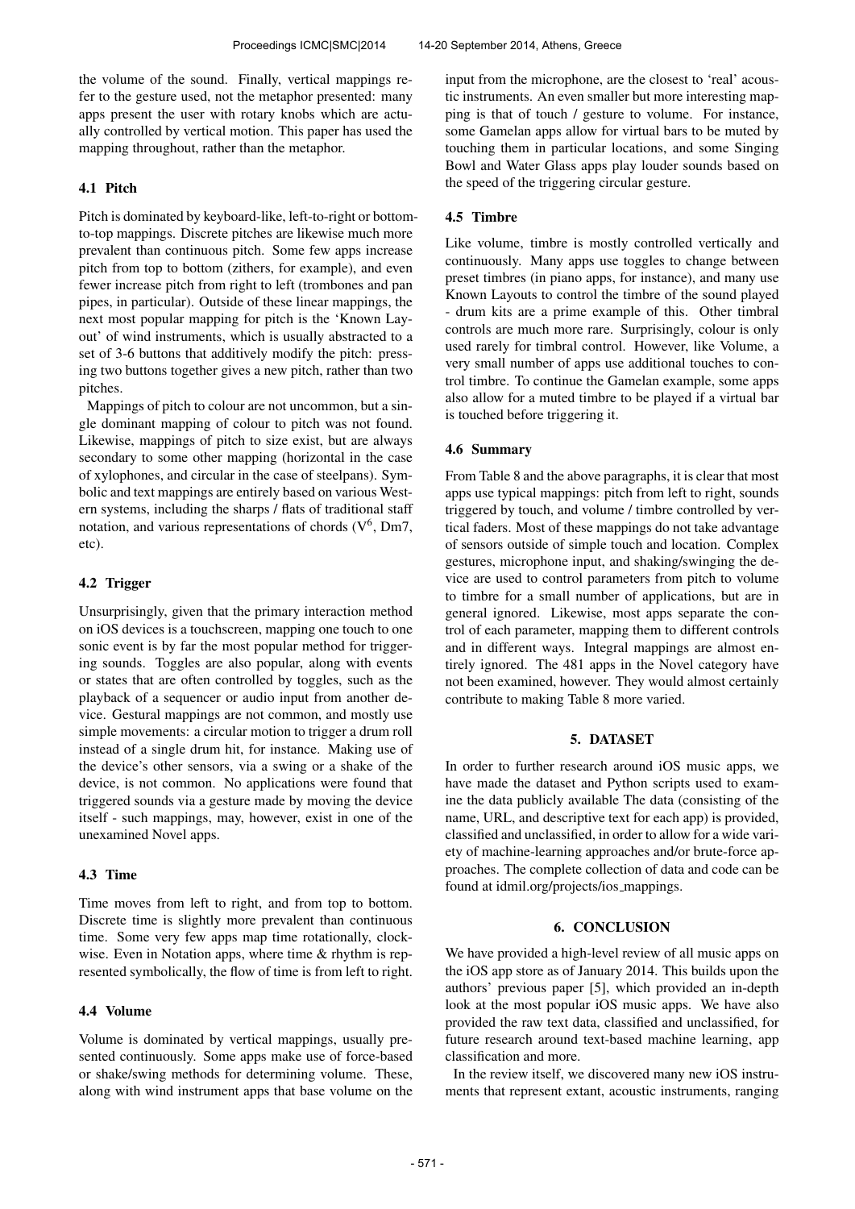the volume of the sound. Finally, vertical mappings refer to the gesture used, not the metaphor presented: many apps present the user with rotary knobs which are actually controlled by vertical motion. This paper has used the mapping throughout, rather than the metaphor.

### 4.1 Pitch

Pitch is dominated by keyboard-like, left-to-right or bottom-to-top mappings. Discrete pitches are likewise much more prevalent than continuous pitch. Some few apps increase pitch from top to bottom (zithers, for example), and even fewer increase pitch from right to left (trombones and pan pipes, in particular). Outside of these linear mappings, the next most popular mapping for pitch is the 'Known Layout' of wind instruments, which is usually abstracted to a set of 3-6 buttons that additively modify the pitch: pressing two buttons together gives a new pitch, rather than two pitches.

Mappings of pitch to colour are not uncommon, but a single dominant mapping of colour to pitch was not found. Likewise, mappings of pitch to size exist, but are always secondary to some other mapping (horizontal in the case of xylophones, and circular in the case of steelpans). Symbolic and text mappings are entirely based on various Western systems, including the sharps / flats of traditional staff notation, and various representations of chords ($V^6$, Dm7, etc).

### 4.2 Trigger

Unsurprisingly, given that the primary interaction method on iOS devices is a touchscreen, mapping one touch to one sonic event is by far the most popular method for triggering sounds. Toggles are also popular, along with events or states that are often controlled by toggles, such as the playback of a sequencer or audio input from another device. Gestural mappings are not common, and mostly use simple movements: a circular motion to trigger a drum roll instead of a single drum hit, for instance. Making use of the device's other sensors, via a swing or a shake of the device, is not common. No applications were found that triggered sounds via a gesture made by moving the device itself - such mappings, may, however, exist in one of the unexamined Novel apps.

### 4.3 Time

Time moves from left to right, and from top to bottom. Discrete time is slightly more prevalent than continuous time. Some very few apps map time rotationally, clockwise. Even in Notation apps, where time & rhythm is represented symbolically, the flow of time is from left to right.

### 4.4 Volume

Volume is dominated by vertical mappings, usually presented continuously. Some apps make use of force-based or shake/swing methods for determining volume. These, along with wind instrument apps that base volume on the input from the microphone, are the closest to 'real' acoustic instruments. An even smaller but more interesting mapping is that of touch / gesture to volume. For instance, some Gamelan apps allow for virtual bars to be muted by touching them in particular locations, and some Singing Bowl and Water Glass apps play louder sounds based on the speed of the triggering circular gesture.

### 4.5 Timbre

Like volume, timbre is mostly controlled vertically and continuously. Many apps use toggles to change between preset timbres (in piano apps, for instance), and many use Known Layouts to control the timbre of the sound played - drum kits are a prime example of this. Other timbral controls are much more rare. Surprisingly, colour is only used rarely for timbral control. However, like Volume, a very small number of apps use additional touches to control timbre. To continue the Gamelan example, some apps also allow for a muted timbre to be played if a virtual bar is touched before triggering it.

### 4.6 Summary

From Table 8 and the above paragraphs, it is clear that most apps use typical mappings: pitch from left to right, sounds triggered by touch, and volume / timbre controlled by vertical faders. Most of these mappings do not take advantage of sensors outside of simple touch and location. Complex gestures, microphone input, and shaking/swinging the device are used to control parameters from pitch to volume to timbre for a small number of applications, but are in general ignored. Likewise, most apps separate the control of each parameter, mapping them to different controls and in different ways. Integral mappings are almost entirely ignored. The 481 apps in the Novel category have not been examined, however. They would almost certainly contribute to making Table 8 more varied.

## 5. DATASET

In order to further research around iOS music apps, we have made the dataset and Python scripts used to examine the data publicly available The data (consisting of the name, URL, and descriptive text for each app) is provided, classified and unclassified, in order to allow for a wide variety of machine-learning approaches and/or brute-force approaches. The complete collection of data and code can be found at idmil.org/projects/ios_mappings.

## 6. CONCLUSION

We have provided a high-level review of all music apps on the iOS app store as of January 2014. This builds upon the authors' previous paper [5], which provided an in-depth look at the most popular iOS music apps. We have also provided the raw text data, classified and unclassified, for future research around text-based machine learning, app classification and more.

In the review itself, we discovered many new iOS instruments that represent extant, acoustic instruments, ranging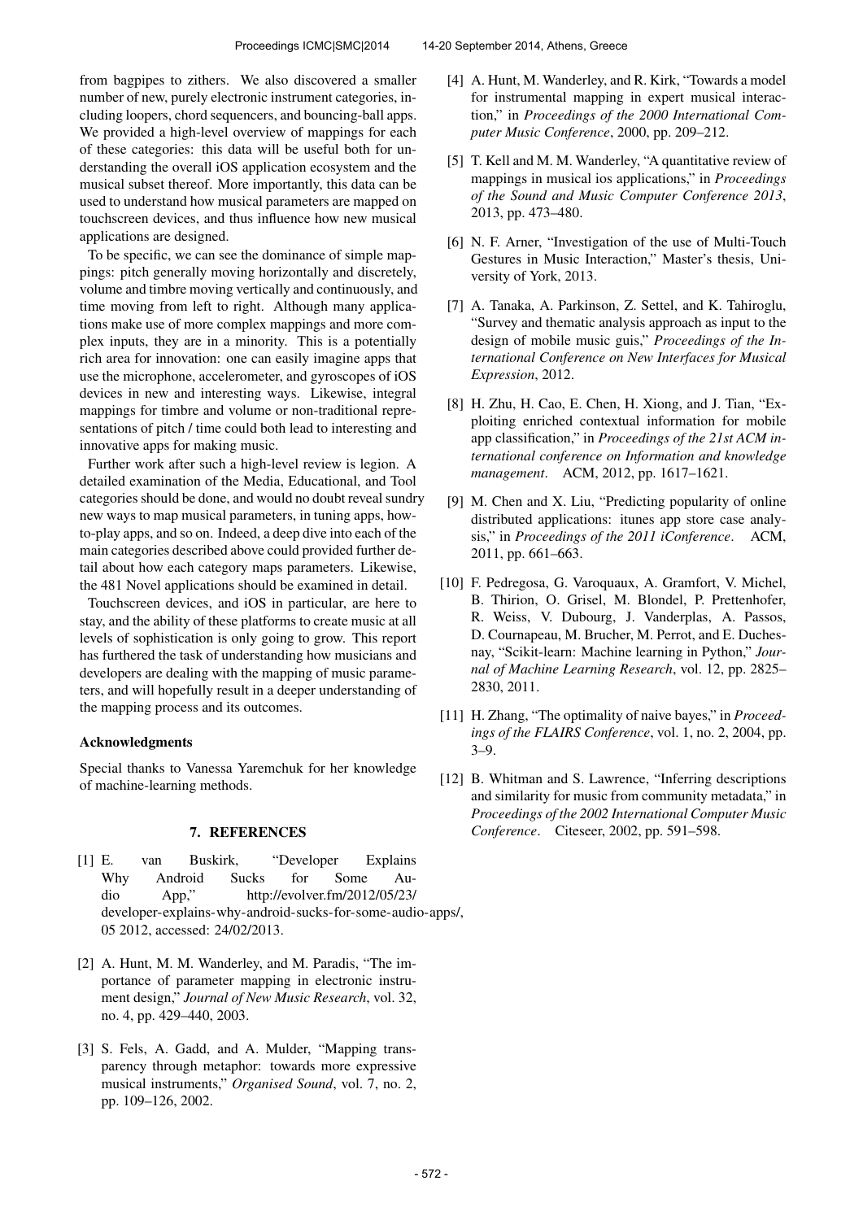from bagpipes to zithers. We also discovered a smaller number of new, purely electronic instrument categories, including loopers, chord sequencers, and bouncing-ball apps. We provided a high-level overview of mappings for each of these categories: this data will be useful both for understanding the overall iOS application ecosystem and the musical subset thereof. More importantly, this data can be used to understand how musical parameters are mapped on touchscreen devices, and thus influence how new musical applications are designed.

To be specific, we can see the dominance of simple mappings: pitch generally moving horizontally and discretely, volume and timbre moving vertically and continuously, and time moving from left to right. Although many applications make use of more complex mappings and more complex inputs, they are in a minority. This is a potentially rich area for innovation: one can easily imagine apps that use the microphone, accelerometer, and gyroscopes of iOS devices in new and interesting ways. Likewise, integral mappings for timbre and volume or non-traditional representations of pitch / time could both lead to interesting and innovative apps for making music.

Further work after such a high-level review is legion. A detailed examination of the Media, Educational, and Tool categories should be done, and would no doubt reveal sundry new ways to map musical parameters, in tuning apps, how-to-play apps, and so on. Indeed, a deep dive into each of the main categories described above could provided further detail about how each category maps parameters. Likewise, the 481 Novel applications should be examined in detail.

Touchscreen devices, and iOS in particular, are here to stay, and the ability of these platforms to create music at all levels of sophistication is only going to grow. This report has furthered the task of understanding how musicians and developers are dealing with the mapping of music parameters, and will hopefully result in a deeper understanding of the mapping process and its outcomes.

### Acknowledgments

Special thanks to Vanessa Yaremchuk for her knowledge of machine-learning methods.

## 7. REFERENCES

[1] E. van Buskirk, "Developer Explains Why Android Sucks for Some Audio App," http://evolver.fm/2012/05/23/developer-explains-why-android-sucks-for-some-audio-apps/, 05 2012, accessed: 24/02/2013.

[2] A. Hunt, M. M. Wanderley, and M. Paradis, "The importance of parameter mapping in electronic instrument design," *Journal of New Music Research*, vol. 32, no. 4, pp. 429–440, 2003.

[3] S. Fels, A. Gadd, and A. Mulder, "Mapping transparency through metaphor: towards more expressive musical instruments," *Organised Sound*, vol. 7, no. 2, pp. 109–126, 2002.

[4] A. Hunt, M. Wanderley, and R. Kirk, "Towards a model for instrumental mapping in expert musical interaction," in *Proceedings of the 2000 International Computer Music Conference*, 2000, pp. 209–212.

[5] T. Kell and M. M. Wanderley, "A quantitative review of mappings in musical ios applications," in *Proceedings of the Sound and Music Computer Conference 2013*, 2013, pp. 473–480.

[6] N. F. Arner, "Investigation of the use of Multi-Touch Gestures in Music Interaction," Master's thesis, University of York, 2013.

[7] A. Tanaka, A. Parkinson, Z. Settel, and K. Tahiroglu, "Survey and thematic analysis approach as input to the design of mobile music guis," *Proceedings of the International Conference on New Interfaces for Musical Expression*, 2012.

[8] H. Zhu, H. Cao, E. Chen, H. Xiong, and J. Tian, "Exploiting enriched contextual information for mobile app classification," in *Proceedings of the 21st ACM international conference on Information and knowledge management*. ACM, 2012, pp. 1617–1621.

[9] M. Chen and X. Liu, "Predicting popularity of online distributed applications: itunes app store case analysis," in *Proceedings of the 2011 iConference*. ACM, 2011, pp. 661–663.

[10] F. Pedregosa, G. Varoquaux, A. Gramfort, V. Michel, B. Thirion, O. Grisel, M. Blondel, P. Prettenhofer, R. Weiss, V. Dubourg, J. Vanderplas, A. Passos, D. Cournapeau, M. Brucher, M. Perrot, and E. Duchesnay, "Scikit-learn: Machine learning in Python," *Journal of Machine Learning Research*, vol. 12, pp. 2825–2830, 2011.

[11] H. Zhang, "The optimality of naive bayes," in *Proceedings of the FLAIRS Conference*, vol. 1, no. 2, 2004, pp. 3–9.

[12] B. Whitman and S. Lawrence, "Inferring descriptions and similarity for music from community metadata," in *Proceedings of the 2002 International Computer Music Conference*. Citeseer, 2002, pp. 591–598.